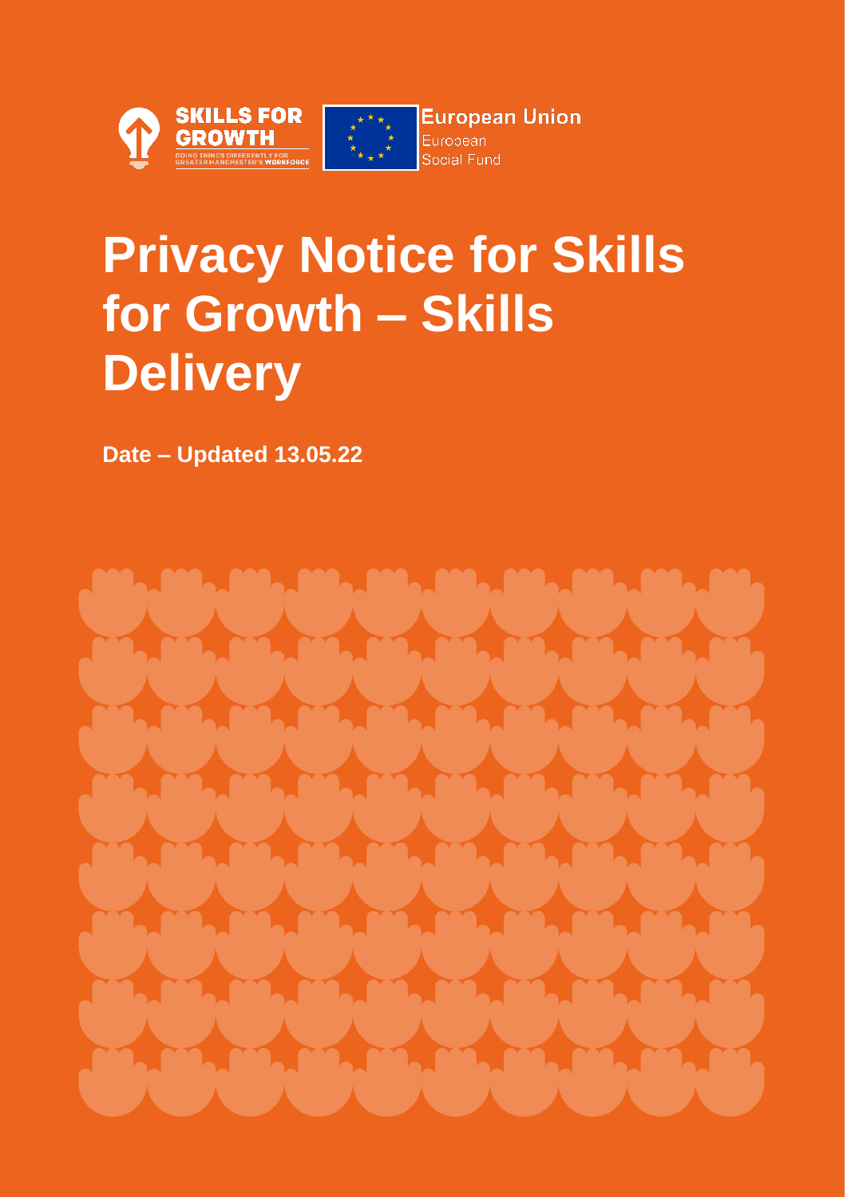# Privacy Notice for Skills for Growth – Skills Delivery

**Date – Updated 13.05.22**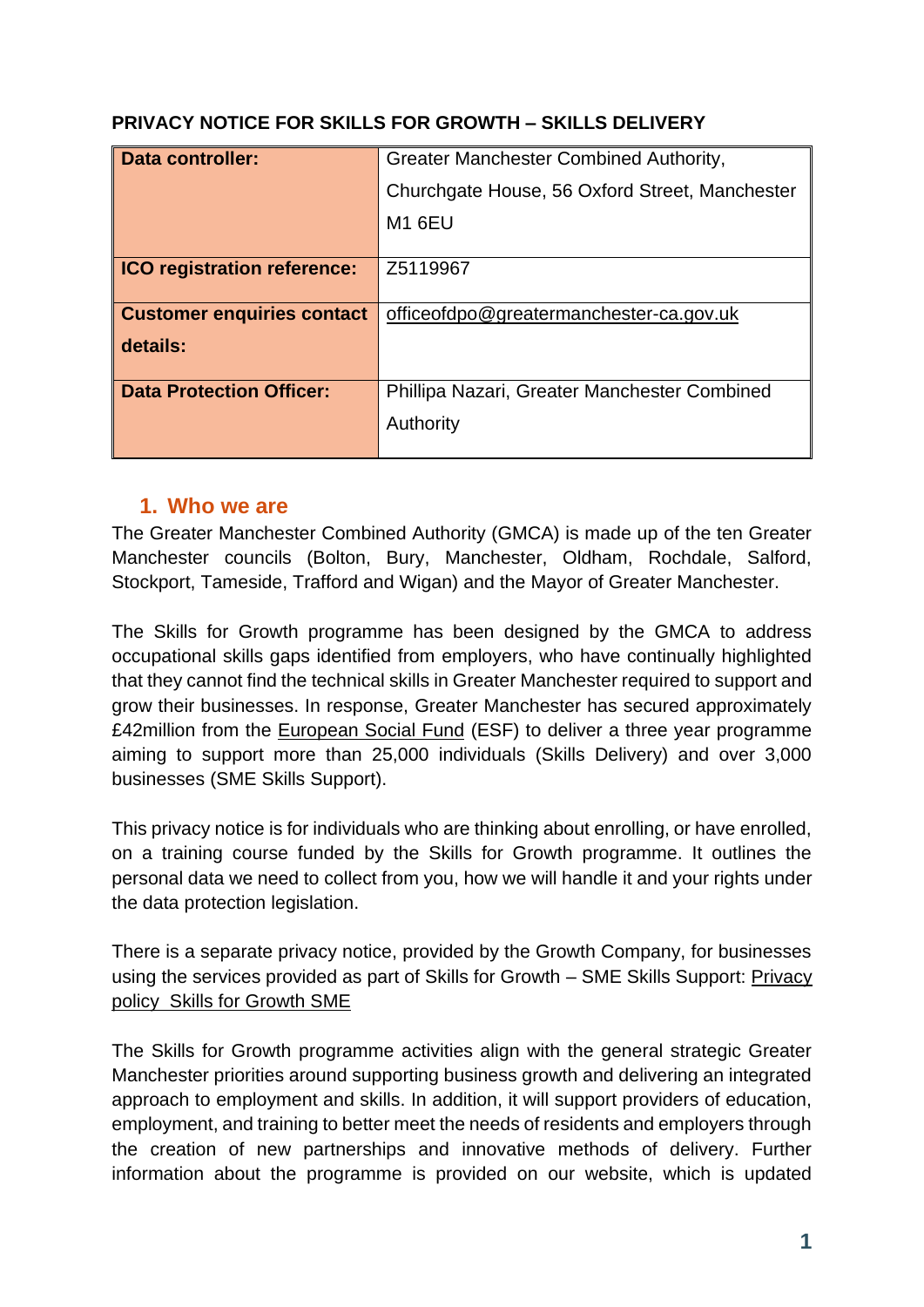**PRIVACY NOTICE FOR SKILLS FOR GROWTH – SKILLS DELIVERY**

| **Data controller:** | Greater Manchester Combined Authority, Churchgate House, 56 Oxford Street, Manchester M1 6EU |
|---|---|
| **ICO registration reference:** | Z5119967 |
| **Customer enquiries contact details:** | officeofdpo@greatermanchester-ca.gov.uk |
| **Data Protection Officer:** | Phillipa Nazari, Greater Manchester Combined Authority |

## 1. Who we are

The Greater Manchester Combined Authority (GMCA) is made up of the ten Greater Manchester councils (Bolton, Bury, Manchester, Oldham, Rochdale, Salford, Stockport, Tameside, Trafford and Wigan) and the Mayor of Greater Manchester.

The Skills for Growth programme has been designed by the GMCA to address occupational skills gaps identified from employers, who have continually highlighted that they cannot find the technical skills in Greater Manchester required to support and grow their businesses. In response, Greater Manchester has secured approximately £42million from the European Social Fund (ESF) to deliver a three year programme aiming to support more than 25,000 individuals (Skills Delivery) and over 3,000 businesses (SME Skills Support).

This privacy notice is for individuals who are thinking about enrolling, or have enrolled, on a training course funded by the Skills for Growth programme. It outlines the personal data we need to collect from you, how we will handle it and your rights under the data protection legislation.

There is a separate privacy notice, provided by the Growth Company, for businesses using the services provided as part of Skills for Growth – SME Skills Support: Privacy policy Skills for Growth SME

The Skills for Growth programme activities align with the general strategic Greater Manchester priorities around supporting business growth and delivering an integrated approach to employment and skills. In addition, it will support providers of education, employment, and training to better meet the needs of residents and employers through the creation of new partnerships and innovative methods of delivery. Further information about the programme is provided on our website, which is updated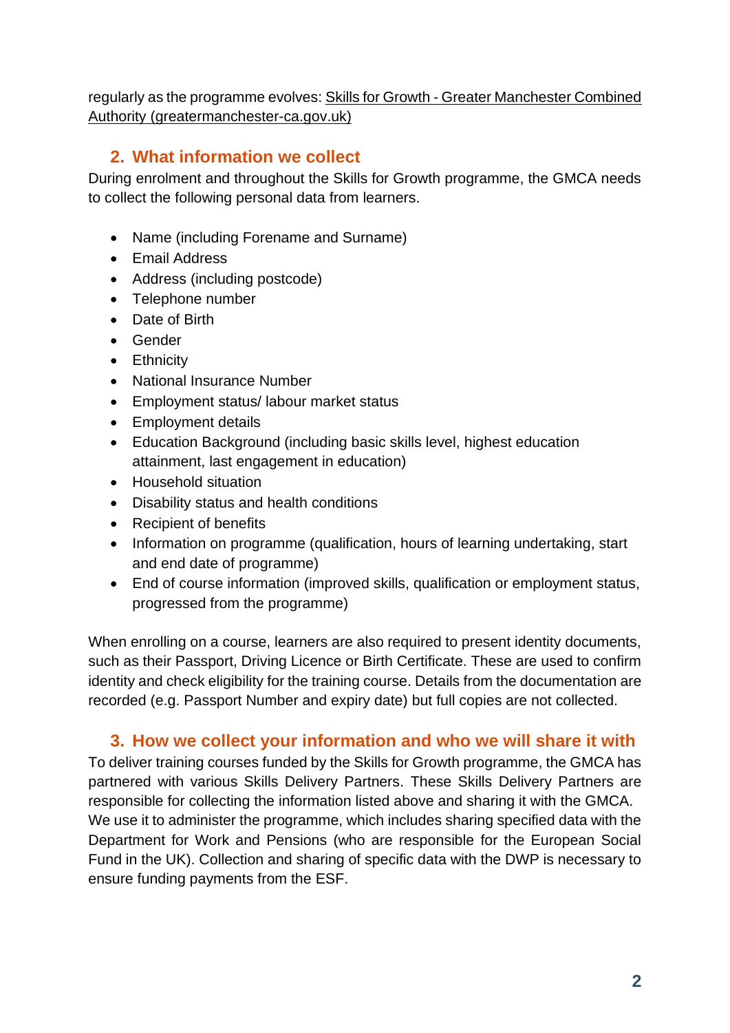regularly as the programme evolves: [Skills for Growth - Greater Manchester Combined Authority (greatermanchester-ca.gov.uk)]

## 2. What information we collect

During enrolment and throughout the Skills for Growth programme, the GMCA needs to collect the following personal data from learners.

- Name (including Forename and Surname)
- Email Address
- Address (including postcode)
- Telephone number
- Date of Birth
- Gender
- Ethnicity
- National Insurance Number
- Employment status/ labour market status
- Employment details
- Education Background (including basic skills level, highest education attainment, last engagement in education)
- Household situation
- Disability status and health conditions
- Recipient of benefits
- Information on programme (qualification, hours of learning undertaking, start and end date of programme)
- End of course information (improved skills, qualification or employment status, progressed from the programme)

When enrolling on a course, learners are also required to present identity documents, such as their Passport, Driving Licence or Birth Certificate. These are used to confirm identity and check eligibility for the training course. Details from the documentation are recorded (e.g. Passport Number and expiry date) but full copies are not collected.

## 3. How we collect your information and who we will share it with

To deliver training courses funded by the Skills for Growth programme, the GMCA has partnered with various Skills Delivery Partners. These Skills Delivery Partners are responsible for collecting the information listed above and sharing it with the GMCA. We use it to administer the programme, which includes sharing specified data with the Department for Work and Pensions (who are responsible for the European Social Fund in the UK). Collection and sharing of specific data with the DWP is necessary to ensure funding payments from the ESF.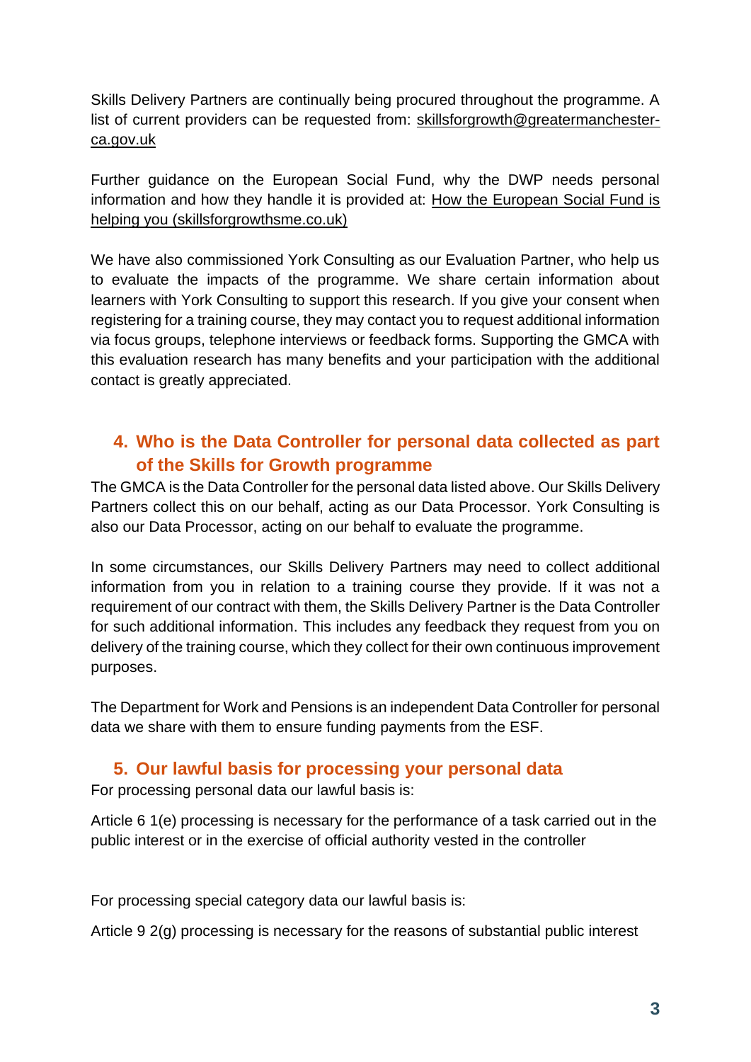Skills Delivery Partners are continually being procured throughout the programme. A list of current providers can be requested from: skillsforgrowth@greatermanchester-ca.gov.uk

Further guidance on the European Social Fund, why the DWP needs personal information and how they handle it is provided at: How the European Social Fund is helping you (skillsforgrowthsme.co.uk)

We have also commissioned York Consulting as our Evaluation Partner, who help us to evaluate the impacts of the programme. We share certain information about learners with York Consulting to support this research. If you give your consent when registering for a training course, they may contact you to request additional information via focus groups, telephone interviews or feedback forms. Supporting the GMCA with this evaluation research has many benefits and your participation with the additional contact is greatly appreciated.

## 4. Who is the Data Controller for personal data collected as part of the Skills for Growth programme

The GMCA is the Data Controller for the personal data listed above. Our Skills Delivery Partners collect this on our behalf, acting as our Data Processor. York Consulting is also our Data Processor, acting on our behalf to evaluate the programme.

In some circumstances, our Skills Delivery Partners may need to collect additional information from you in relation to a training course they provide. If it was not a requirement of our contract with them, the Skills Delivery Partner is the Data Controller for such additional information. This includes any feedback they request from you on delivery of the training course, which they collect for their own continuous improvement purposes.

The Department for Work and Pensions is an independent Data Controller for personal data we share with them to ensure funding payments from the ESF.

## 5. Our lawful basis for processing your personal data

For processing personal data our lawful basis is:

Article 6 1(e) processing is necessary for the performance of a task carried out in the public interest or in the exercise of official authority vested in the controller

For processing special category data our lawful basis is:

Article 9 2(g) processing is necessary for the reasons of substantial public interest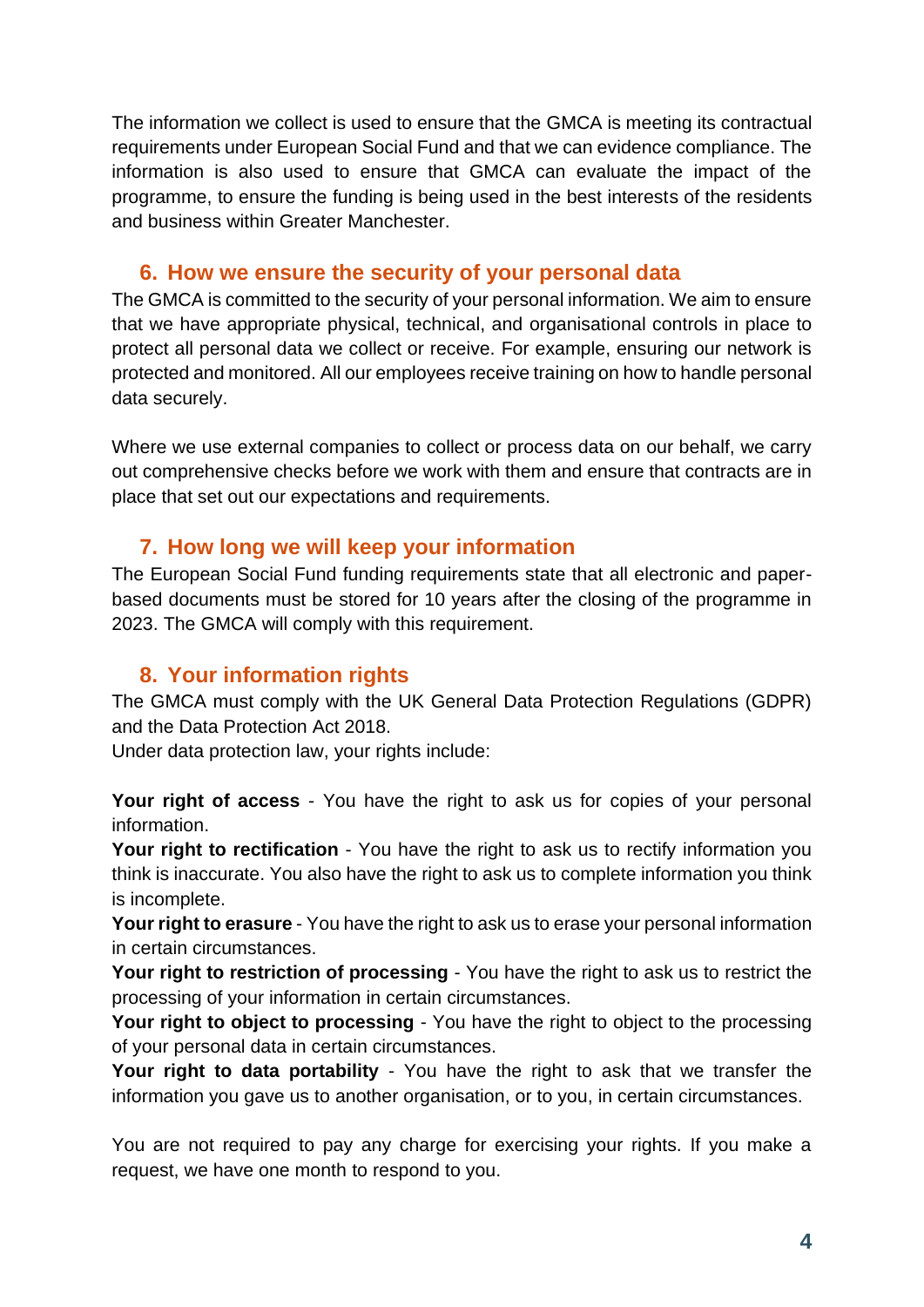The information we collect is used to ensure that the GMCA is meeting its contractual requirements under European Social Fund and that we can evidence compliance. The information is also used to ensure that GMCA can evaluate the impact of the programme, to ensure the funding is being used in the best interests of the residents and business within Greater Manchester.

## 6. How we ensure the security of your personal data

The GMCA is committed to the security of your personal information. We aim to ensure that we have appropriate physical, technical, and organisational controls in place to protect all personal data we collect or receive. For example, ensuring our network is protected and monitored. All our employees receive training on how to handle personal data securely.

Where we use external companies to collect or process data on our behalf, we carry out comprehensive checks before we work with them and ensure that contracts are in place that set out our expectations and requirements.

## 7. How long we will keep your information

The European Social Fund funding requirements state that all electronic and paper-based documents must be stored for 10 years after the closing of the programme in 2023. The GMCA will comply with this requirement.

## 8. Your information rights

The GMCA must comply with the UK General Data Protection Regulations (GDPR) and the Data Protection Act 2018.
Under data protection law, your rights include:

**Your right of access** - You have the right to ask us for copies of your personal information.
**Your right to rectification** - You have the right to ask us to rectify information you think is inaccurate. You also have the right to ask us to complete information you think is incomplete.
**Your right to erasure** - You have the right to ask us to erase your personal information in certain circumstances.
**Your right to restriction of processing** - You have the right to ask us to restrict the processing of your information in certain circumstances.
**Your right to object to processing** - You have the right to object to the processing of your personal data in certain circumstances.
**Your right to data portability** - You have the right to ask that we transfer the information you gave us to another organisation, or to you, in certain circumstances.

You are not required to pay any charge for exercising your rights. If you make a request, we have one month to respond to you.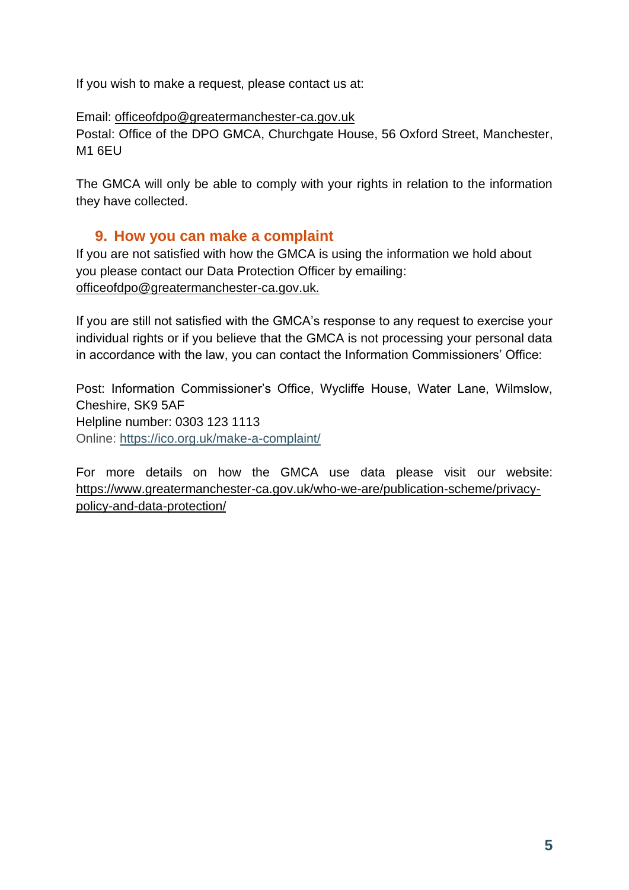If you wish to make a request, please contact us at:

Email: officeofdpo@greatermanchester-ca.gov.uk
Postal: Office of the DPO GMCA, Churchgate House, 56 Oxford Street, Manchester, M1 6EU

The GMCA will only be able to comply with your rights in relation to the information they have collected.

## 9. How you can make a complaint

If you are not satisfied with how the GMCA is using the information we hold about you please contact our Data Protection Officer by emailing: officeofdpo@greatermanchester-ca.gov.uk.

If you are still not satisfied with the GMCA's response to any request to exercise your individual rights or if you believe that the GMCA is not processing your personal data in accordance with the law, you can contact the Information Commissioners' Office:

Post: Information Commissioner's Office, Wycliffe House, Water Lane, Wilmslow, Cheshire, SK9 5AF
Helpline number: 0303 123 1113
Online: https://ico.org.uk/make-a-complaint/

For more details on how the GMCA use data please visit our website: https://www.greatermanchester-ca.gov.uk/who-we-are/publication-scheme/privacy-policy-and-data-protection/